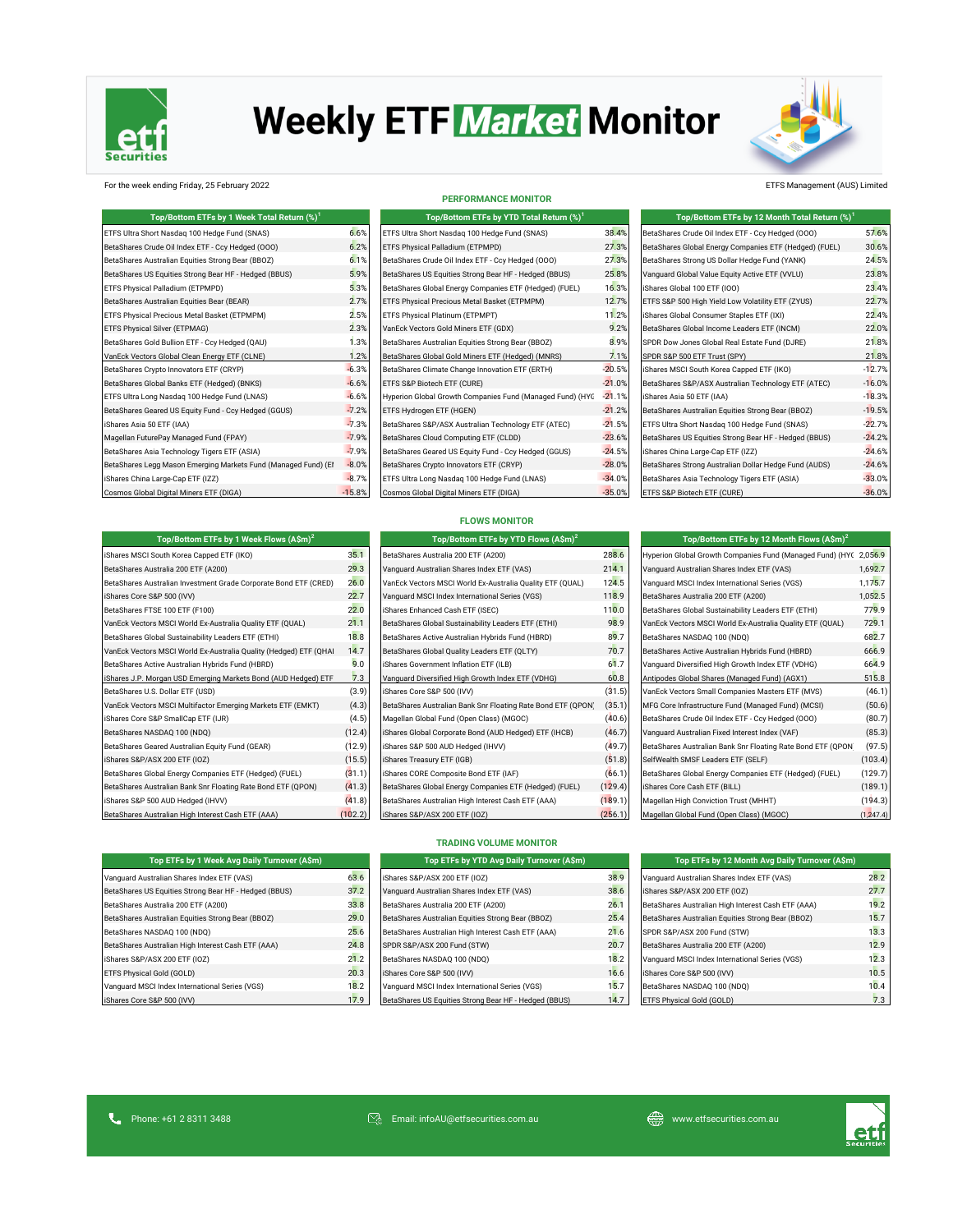# Weekly ETF Market Monitor

For the week ending Friday, 25 February 2022

ETFS Management (AUS) Limited

## PERFORMANCE MONITOR

| Top/Bottom ETFs by 1 Week Total Return (%)[1] | |
|---|---|
| ETFS Ultra Short Nasdaq 100 Hedge Fund (SNAS) | 6.6% |
| BetaShares Crude Oil Index ETF - Ccy Hedged (OOO) | 6.2% |
| BetaShares Australian Equities Strong Bear (BBOZ) | 6.1% |
| BetaShares US Equities Strong Bear HF - Hedged (BBUS) | 5.9% |
| ETFS Physical Palladium (ETPMPD) | 5.3% |
| BetaShares Australian Equities Bear (BEAR) | 2.7% |
| ETFS Physical Precious Metal Basket (ETPMPM) | 2.5% |
| ETFS Physical Silver (ETPMAG) | 2.3% |
| BetaShares Gold Bullion ETF - Ccy Hedged (QAU) | 1.3% |
| VanEck Vectors Global Clean Energy ETF (CLNE) | 1.2% |
| BetaShares Crypto Innovators ETF (CRYP) | -6.3% |
| BetaShares Global Banks ETF (Hedged) (BNKS) | -6.6% |
| ETFS Ultra Long Nasdaq 100 Hedge Fund (LNAS) | -6.6% |
| BetaShares Geared US Equity Fund - Ccy Hedged (GGUS) | -7.2% |
| iShares Asia 50 ETF (IAA) | -7.3% |
| Magellan FuturePay Managed Fund (FPAY) | -7.9% |
| BetaShares Asia Technology Tigers ETF (ASIA) | -7.9% |
| BetaShares Legg Mason Emerging Markets Fund (Managed Fund) (EI | -8.0% |
| iShares China Large-Cap ETF (IZZ) | -8.7% |
| Cosmos Global Digital Miners ETF (DIGA) | -15.8% |

| Top/Bottom ETFs by YTD Total Return (%)[1] | |
|---|---|
| ETFS Ultra Short Nasdaq 100 Hedge Fund (SNAS) | 38.4% |
| ETFS Physical Palladium (ETPMPD) | 27.3% |
| BetaShares Crude Oil Index ETF - Ccy Hedged (OOO) | 27.3% |
| BetaShares US Equities Strong Bear HF - Hedged (BBUS) | 25.8% |
| BetaShares Global Energy Companies ETF (Hedged) (FUEL) | 16.3% |
| ETFS Physical Precious Metal Basket (ETPMPM) | 12.7% |
| ETFS Physical Platinum (ETPMPT) | 11.2% |
| VanEck Vectors Gold Miners ETF (GDX) | 9.2% |
| BetaShares Australian Equities Strong Bear (BBOZ) | 8.9% |
| BetaShares Global Gold Miners ETF (Hedged) (MNRS) | 7.1% |
| BetaShares Climate Change Innovation ETF (ERTH) | -20.5% |
| ETFS S&P Biotech ETF (CURE) | -21.0% |
| Hyperion Global Growth Companies Fund (Managed Fund) (HYG | -21.1% |
| ETFS Hydrogen ETF (HGEN) | -21.2% |
| BetaShares S&P/ASX Australian Technology ETF (ATEC) | -21.5% |
| BetaShares Cloud Computing ETF (CLDD) | -23.6% |
| BetaShares Geared US Equity Fund - Ccy Hedged (GGUS) | -24.5% |
| BetaShares Crypto Innovators ETF (CRYP) | -28.0% |
| ETFS Ultra Long Nasdaq 100 Hedge Fund (LNAS) | -34.0% |
| Cosmos Global Digital Miners ETF (DIGA) | -35.0% |

| Top/Bottom ETFs by 12 Month Total Return (%)[1] | |
|---|---|
| BetaShares Crude Oil Index ETF - Ccy Hedged (OOO) | 57.6% |
| BetaShares Global Energy Companies ETF (Hedged) (FUEL) | 30.6% |
| BetaShares Strong US Dollar Hedge Fund (YANK) | 24.5% |
| Vanguard Global Value Equity Active ETF (VVLU) | 23.8% |
| iShares Global 100 ETF (IOO) | 23.4% |
| ETFS S&P 500 High Yield Low Volatility ETF (ZYUS) | 22.7% |
| iShares Global Consumer Staples ETF (IXI) | 22.4% |
| BetaShares Global Income Leaders ETF (INCM) | 22.0% |
| SPDR Dow Jones Global Real Estate Fund (DJRE) | 21.8% |
| SPDR S&P 500 ETF Trust (SPY) | 21.8% |
| iShares MSCI South Korea Capped ETF (IKO) | -12.7% |
| BetaShares S&P/ASX Australian Technology ETF (ATEC) | -16.0% |
| iShares Asia 50 ETF (IAA) | -18.3% |
| BetaShares Australian Equities Strong Bear (BBOZ) | -19.5% |
| ETFS Ultra Short Nasdaq 100 Hedge Fund (SNAS) | -22.7% |
| BetaShares US Equities Strong Bear HF - Hedged (BBUS) | -24.2% |
| iShares China Large-Cap ETF (IZZ) | -24.6% |
| BetaShares Strong Australian Dollar Hedge Fund (AUDS) | -24.6% |
| BetaShares Asia Technology Tigers ETF (ASIA) | -33.0% |
| ETFS S&P Biotech ETF (CURE) | -36.0% |

## FLOWS MONITOR

| Top/Bottom ETFs by 1 Week Flows (A$m)[2] | |
|---|---|
| iShares MSCI South Korea Capped ETF (IKO) | 35.1 |
| BetaShares Australia 200 ETF (A200) | 29.3 |
| BetaShares Australian Investment Grade Corporate Bond ETF (CRED) | 26.0 |
| iShares Core S&P 500 (IVV) | 22.7 |
| BetaShares FTSE 100 ETF (F100) | 22.0 |
| VanEck Vectors MSCI World Ex-Australia Quality ETF (QUAL) | 21.1 |
| BetaShares Global Sustainability Leaders ETF (ETHI) | 18.8 |
| VanEck Vectors MSCI World Ex-Australia Quality (Hedged) ETF (QHAI | 14.7 |
| BetaShares Active Australian Hybrids Fund (HBRD) | 9.0 |
| iShares J.P. Morgan USD Emerging Markets Bond (AUD Hedged) ETF | 7.3 |
| BetaShares U.S. Dollar ETF (USD) | (3.9) |
| VanEck Vectors MSCI Multifactor Emerging Markets ETF (EMKT) | (4.3) |
| iShares Core S&P SmallCap ETF (IJR) | (4.5) |
| BetaShares NASDAQ 100 (NDQ) | (12.4) |
| BetaShares Geared Australian Equity Fund (GEAR) | (12.9) |
| iShares S&P/ASX 200 ETF (IOZ) | (15.5) |
| BetaShares Global Energy Companies ETF (Hedged) (FUEL) | (31.1) |
| BetaShares Australian Bank Snr Floating Rate Bond ETF (QPON) | (41.3) |
| iShares S&P 500 AUD Hedged (IHVV) | (41.8) |
| BetaShares Australian High Interest Cash ETF (AAA) | (102.2) |

| Top/Bottom ETFs by YTD Flows (A$m)[2] | |
|---|---|
| BetaShares Australia 200 ETF (A200) | 288.6 |
| Vanguard Australian Shares Index ETF (VAS) | 214.1 |
| VanEck Vectors MSCI World Ex-Australia Quality ETF (QUAL) | 124.5 |
| Vanguard MSCI Index International Series (VGS) | 118.9 |
| iShares Enhanced Cash ETF (ISEC) | 110.0 |
| BetaShares Global Sustainability Leaders ETF (ETHI) | 98.9 |
| BetaShares Active Australian Hybrids Fund (HBRD) | 89.7 |
| BetaShares Global Quality Leaders ETF (QLTY) | 70.7 |
| iShares Government Inflation ETF (ILB) | 61.7 |
| Vanguard Diversified High Growth Index ETF (VDHG) | 60.8 |
| iShares Core S&P 500 (IVV) | (31.5) |
| BetaShares Australian Bank Snr Floating Rate Bond ETF (QPON) | (35.1) |
| Magellan Global Fund (Open Class) (MGOC) | (40.6) |
| iShares Global Corporate Bond (AUD Hedged) ETF (IHCB) | (46.7) |
| iShares S&P 500 AUD Hedged (IHVV) | (49.7) |
| iShares Treasury ETF (IGB) | (51.8) |
| iShares CORE Composite Bond ETF (IAF) | (66.1) |
| BetaShares Global Energy Companies ETF (Hedged) (FUEL) | (129.4) |
| BetaShares Australian High Interest Cash ETF (AAA) | (189.1) |
| iShares S&P/ASX 200 ETF (IOZ) | (256.1) |

| Top/Bottom ETFs by 12 Month Flows (A$m)[2] | |
|---|---|
| Hyperion Global Growth Companies Fund (Managed Fund) (HYG | 2,056.9 |
| Vanguard Australian Shares Index ETF (VAS) | 1,692.7 |
| Vanguard MSCI Index International Series (VGS) | 1,175.7 |
| BetaShares Australia 200 ETF (A200) | 1,052.5 |
| BetaShares Global Sustainability Leaders ETF (ETHI) | 779.9 |
| VanEck Vectors MSCI World Ex-Australia Quality ETF (QUAL) | 729.1 |
| BetaShares NASDAQ 100 (NDQ) | 682.7 |
| BetaShares Active Australian Hybrids Fund (HBRD) | 666.9 |
| Vanguard Diversified High Growth Index ETF (VDHG) | 664.9 |
| Antipodes Global Shares (Managed Fund) (AGX1) | 515.8 |
| VanEck Vectors Small Companies Masters ETF (MVS) | (46.1) |
| MFG Core Infrastructure Fund (Managed Fund) (MCSI) | (50.6) |
| BetaShares Crude Oil Index ETF - Ccy Hedged (OOO) | (80.7) |
| Vanguard Australian Fixed Interest Index (VAF) | (85.3) |
| BetaShares Australian Bank Snr Floating Rate Bond ETF (QPON | (97.5) |
| SelfWealth SMSF Leaders ETF (SELF) | (103.4) |
| BetaShares Global Energy Companies ETF (Hedged) (FUEL) | (129.7) |
| iShares Core Cash ETF (BILL) | (189.1) |
| Magellan High Conviction Trust (MHHT) | (194.3) |
| Magellan Global Fund (Open Class) (MGOC) | (1,247.4) |

## TRADING VOLUME MONITOR

| Top ETFs by 1 Week Avg Daily Turnover (A$m) | |
|---|---|
| Vanguard Australian Shares Index ETF (VAS) | 63.6 |
| BetaShares US Equities Strong Bear HF - Hedged (BBUS) | 37.2 |
| BetaShares Australia 200 ETF (A200) | 33.8 |
| BetaShares Australian Equities Strong Bear (BBOZ) | 29.0 |
| BetaShares NASDAQ 100 (NDQ) | 25.6 |
| BetaShares Australian High Interest Cash ETF (AAA) | 24.8 |
| iShares S&P/ASX 200 ETF (IOZ) | 21.2 |
| ETFS Physical Gold (GOLD) | 20.3 |
| Vanguard MSCI Index International Series (VGS) | 18.2 |
| iShares Core S&P 500 (IVV) | 17.9 |

| Top ETFs by YTD Avg Daily Turnover (A$m) | |
|---|---|
| iShares S&P/ASX 200 ETF (IOZ) | 38.9 |
| Vanguard Australian Shares Index ETF (VAS) | 38.6 |
| BetaShares Australia 200 ETF (A200) | 26.1 |
| BetaShares Australian Equities Strong Bear (BBOZ) | 25.4 |
| BetaShares Australian High Interest Cash ETF (AAA) | 21.6 |
| SPDR S&P/ASX 200 Fund (STW) | 20.7 |
| BetaShares NASDAQ 100 (NDQ) | 18.2 |
| iShares Core S&P 500 (IVV) | 16.6 |
| Vanguard MSCI Index International Series (VGS) | 15.7 |
| BetaShares US Equities Strong Bear HF - Hedged (BBUS) | 14.7 |

| Top ETFs by 12 Month Avg Daily Turnover (A$m) | |
|---|---|
| Vanguard Australian Shares Index ETF (VAS) | 28.2 |
| iShares S&P/ASX 200 ETF (IOZ) | 27.7 |
| BetaShares Australian High Interest Cash ETF (AAA) | 19.2 |
| BetaShares Australian Equities Strong Bear (BBOZ) | 15.7 |
| SPDR S&P/ASX 200 Fund (STW) | 13.3 |
| BetaShares Australia 200 ETF (A200) | 12.9 |
| Vanguard MSCI Index International Series (VGS) | 12.3 |
| iShares Core S&P 500 (IVV) | 10.5 |
| BetaShares NASDAQ 100 (NDQ) | 10.4 |
| ETFS Physical Gold (GOLD) | 7.3 |

Phone: +61 2 8311 3488 | Email: infoAU@etfsecurities.com.au | www.etfsecurities.com.au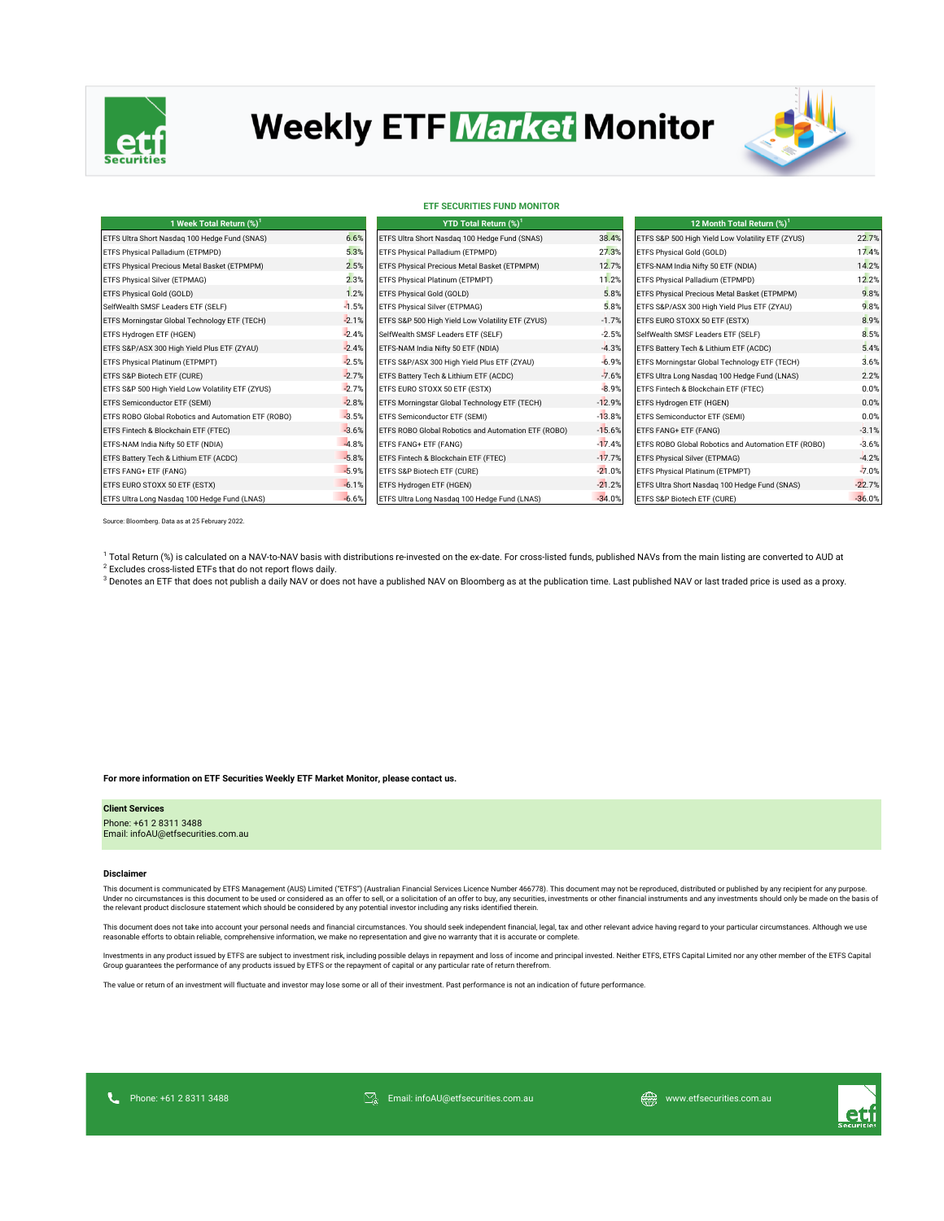# Weekly ETF Market Monitor

## ETF SECURITIES FUND MONITOR

| 1 Week Total Return (%)[1] | |
|---|---|
| ETFS Ultra Short Nasdaq 100 Hedge Fund (SNAS) | 6.6% |
| ETFS Physical Palladium (ETPMPD) | 5.3% |
| ETFS Physical Precious Metal Basket (ETPMPM) | 2.5% |
| ETFS Physical Silver (ETPMAG) | 2.3% |
| ETFS Physical Gold (GOLD) | 1.2% |
| SelfWealth SMSF Leaders ETF (SELF) | -1.5% |
| ETFS Morningstar Global Technology ETF (TECH) | -2.1% |
| ETFS Hydrogen ETF (HGEN) | -2.4% |
| ETFS S&P/ASX 300 High Yield Plus ETF (ZYAU) | -2.4% |
| ETFS Physical Platinum (ETPMPT) | -2.5% |
| ETFS S&P Biotech ETF (CURE) | -2.7% |
| ETFS S&P 500 High Yield Low Volatility ETF (ZYUS) | -2.7% |
| ETFS Semiconductor ETF (SEMI) | -2.8% |
| ETFS ROBO Global Robotics and Automation ETF (ROBO) | -3.5% |
| ETFS Fintech & Blockchain ETF (FTEC) | -3.6% |
| ETFS-NAM India Nifty 50 ETF (NDIA) | -4.8% |
| ETFS Battery Tech & Lithium ETF (ACDC) | -5.8% |
| ETFS FANG+ ETF (FANG) | -5.9% |
| ETFS EURO STOXX 50 ETF (ESTX) | -6.1% |
| ETFS Ultra Long Nasdaq 100 Hedge Fund (LNAS) | -6.6% |

| YTD Total Return (%)[1] | |
|---|---|
| ETFS Ultra Short Nasdaq 100 Hedge Fund (SNAS) | 38.4% |
| ETFS Physical Palladium (ETPMPD) | 27.3% |
| ETFS Physical Precious Metal Basket (ETPMPM) | 12.7% |
| ETFS Physical Platinum (ETPMPT) | 11.2% |
| ETFS Physical Gold (GOLD) | 5.8% |
| ETFS Physical Silver (ETPMAG) | 5.8% |
| ETFS S&P 500 High Yield Low Volatility ETF (ZYUS) | -1.7% |
| SelfWealth SMSF Leaders ETF (SELF) | -2.5% |
| ETFS-NAM India Nifty 50 ETF (NDIA) | -4.3% |
| ETFS S&P/ASX 300 High Yield Plus ETF (ZYAU) | -6.9% |
| ETFS Battery Tech & Lithium ETF (ACDC) | -7.6% |
| ETFS EURO STOXX 50 ETF (ESTX) | -8.9% |
| ETFS Morningstar Global Technology ETF (TECH) | -12.9% |
| ETFS Semiconductor ETF (SEMI) | -13.8% |
| ETFS ROBO Global Robotics and Automation ETF (ROBO) | -15.6% |
| ETFS FANG+ ETF (FANG) | -17.4% |
| ETFS Fintech & Blockchain ETF (FTEC) | -17.7% |
| ETFS S&P Biotech ETF (CURE) | -21.0% |
| ETFS Hydrogen ETF (HGEN) | -21.2% |
| ETFS Ultra Long Nasdaq 100 Hedge Fund (LNAS) | -34.0% |

| 12 Month Total Return (%)[1] | |
|---|---|
| ETFS S&P 500 High Yield Low Volatility ETF (ZYUS) | 22.7% |
| ETFS Physical Gold (GOLD) | 17.4% |
| ETFS-NAM India Nifty 50 ETF (NDIA) | 14.2% |
| ETFS Physical Palladium (ETPMPD) | 12.2% |
| ETFS Physical Precious Metal Basket (ETPMPM) | 9.8% |
| ETFS S&P/ASX 300 High Yield Plus ETF (ZYAU) | 9.8% |
| ETFS EURO STOXX 50 ETF (ESTX) | 8.9% |
| SelfWealth SMSF Leaders ETF (SELF) | 8.5% |
| ETFS Battery Tech & Lithium ETF (ACDC) | 5.4% |
| ETFS Morningstar Global Technology ETF (TECH) | 3.6% |
| ETFS Ultra Long Nasdaq 100 Hedge Fund (LNAS) | 2.2% |
| ETFS Fintech & Blockchain ETF (FTEC) | 0.0% |
| ETFS Hydrogen ETF (HGEN) | 0.0% |
| ETFS Semiconductor ETF (SEMI) | 0.0% |
| ETFS FANG+ ETF (FANG) | -3.1% |
| ETFS ROBO Global Robotics and Automation ETF (ROBO) | -3.6% |
| ETFS Physical Silver (ETPMAG) | -4.2% |
| ETFS Physical Platinum (ETPMPT) | -7.0% |
| ETFS Ultra Short Nasdaq 100 Hedge Fund (SNAS) | -22.7% |
| ETFS S&P Biotech ETF (CURE) | -36.0% |

Source: Bloomberg. Data as at 25 February 2022.

[1] Total Return (%) is calculated on a NAV-to-NAV basis with distributions re-invested on the ex-date. For cross-listed funds, published NAVs from the main listing are converted to AUD at
[2] Excludes cross-listed ETFs that do not report flows daily.
[3] Denotes an ETF that does not publish a daily NAV or does not have a published NAV on Bloomberg as at the publication time. Last published NAV or last traded price is used as a proxy.

**For more information on ETF Securities Weekly ETF Market Monitor, please contact us.**

**Client Services**
Phone: +61 2 8311 3488
Email: infoAU@etfsecurities.com.au

**Disclaimer**

This document is communicated by ETFS Management (AUS) Limited ("ETFS") (Australian Financial Services Licence Number 466778). This document may not be reproduced, distributed or published by any recipient for any purpose. Under no circumstances is this document to be used or considered as an offer to sell, or a solicitation of an offer to buy, any securities, investments or other financial instruments and any investments should only be made on the basis of the relevant product disclosure statement which should be considered by any potential investor including any risks identified therein.

This document does not take into account your personal needs and financial circumstances. You should seek independent financial, legal, tax and other relevant advice having regard to your particular circumstances. Although we use reasonable efforts to obtain reliable, comprehensive information, we make no representation and give no warranty that it is accurate or complete.

Investments in any product issued by ETFS are subject to investment risk, including possible delays in repayment and loss of income and principal invested. Neither ETFS, ETFS Capital Limited nor any other member of the ETFS Capital Group guarantees the performance of any products issued by ETFS or the repayment of capital or any particular rate of return therefrom.

The value or return of an investment will fluctuate and investor may lose some or all of their investment. Past performance is not an indication of future performance.

Phone: +61 2 8311 3488 | Email: infoAU@etfsecurities.com.au | www.etfsecurities.com.au